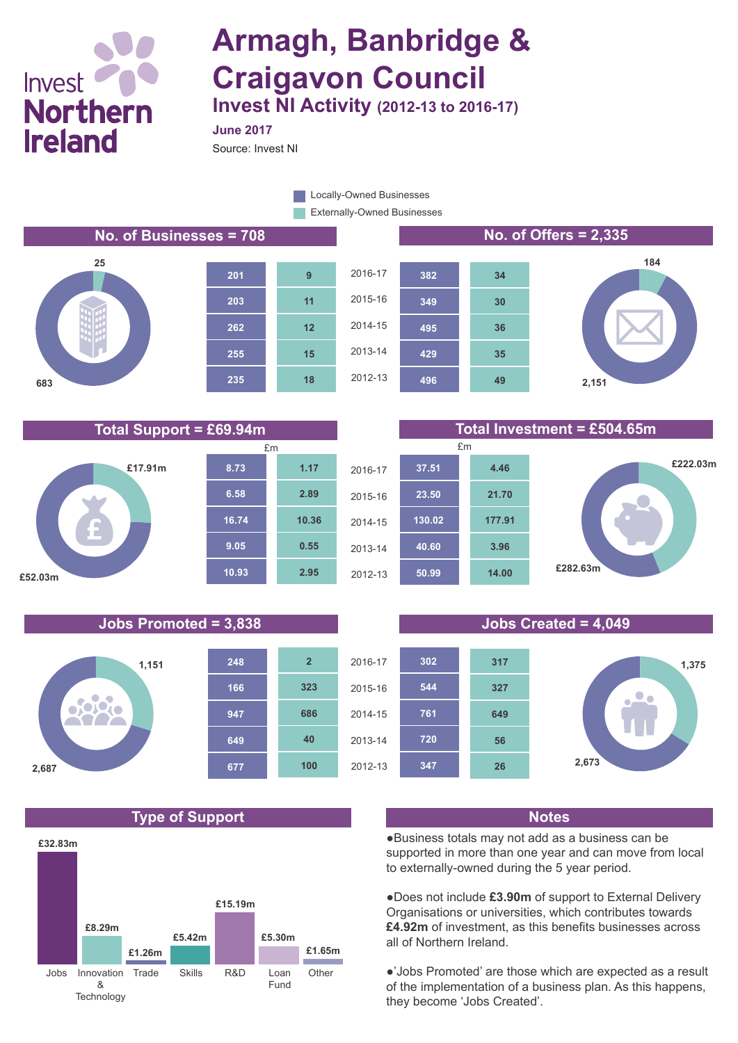Invest Northern Ireland

# Armagh, Banbridge & Craigavon Council

## Invest NI Activity (2012-13 to 2016-17)

**June 2017**

Source: Invest NI

Locally-Owned Businesses
Externally-Owned Businesses

### No. of Businesses = 708

25
683

| | Locally-Owned | Externally-Owned |
|---|---|---|
| 2016-17 | 201 | 9 |
| 2015-16 | 203 | 11 |
| 2014-15 | 262 | 12 |
| 2013-14 | 255 | 15 |
| 2012-13 | 235 | 18 |

### No. of Offers = 2,335

184
2,151

| | Locally-Owned | Externally-Owned |
|---|---|---|
| 2016-17 | 382 | 34 |
| 2015-16 | 349 | 30 |
| 2014-15 | 495 | 36 |
| 2013-14 | 429 | 35 |
| 2012-13 | 496 | 49 |

### Total Support = £69.94m

£17.91m
£52.03m

| £m | Locally-Owned | Externally-Owned |
|---|---|---|
| 2016-17 | 8.73 | 1.17 |
| 2015-16 | 6.58 | 2.89 |
| 2014-15 | 16.74 | 10.36 |
| 2013-14 | 9.05 | 0.55 |
| 2012-13 | 10.93 | 2.95 |

### Total Investment = £504.65m

£222.03m
£282.63m

| £m | Locally-Owned | Externally-Owned |
|---|---|---|
| 2016-17 | 37.51 | 4.46 |
| 2015-16 | 23.50 | 21.70 |
| 2014-15 | 130.02 | 177.91 |
| 2013-14 | 40.60 | 3.96 |
| 2012-13 | 50.99 | 14.00 |

### Jobs Promoted = 3,838

1,151
2,687

| | Locally-Owned | Externally-Owned |
|---|---|---|
| 2016-17 | 248 | 2 |
| 2015-16 | 166 | 323 |
| 2014-15 | 947 | 686 |
| 2013-14 | 649 | 40 |
| 2012-13 | 677 | 100 |

### Jobs Created = 4,049

1,375
2,673

| | Locally-Owned | Externally-Owned |
|---|---|---|
| 2016-17 | 302 | 317 |
| 2015-16 | 544 | 327 |
| 2014-15 | 761 | 649 |
| 2013-14 | 720 | 56 |
| 2012-13 | 347 | 26 |

### Type of Support

£32.83m Jobs
£8.29m Innovation & Technology
£1.26m Trade
£5.42m Skills
£15.19m R&D
£5.30m Loan Fund
£1.65m Other

### Notes

- Business totals may not add as a business can be supported in more than one year and can move from local to externally-owned during the 5 year period.
- Does not include **£3.90m** of support to External Delivery Organisations or universities, which contributes towards **£4.92m** of investment, as this benefits businesses across all of Northern Ireland.
- 'Jobs Promoted' are those which are expected as a result of the implementation of a business plan. As this happens, they become 'Jobs Created'.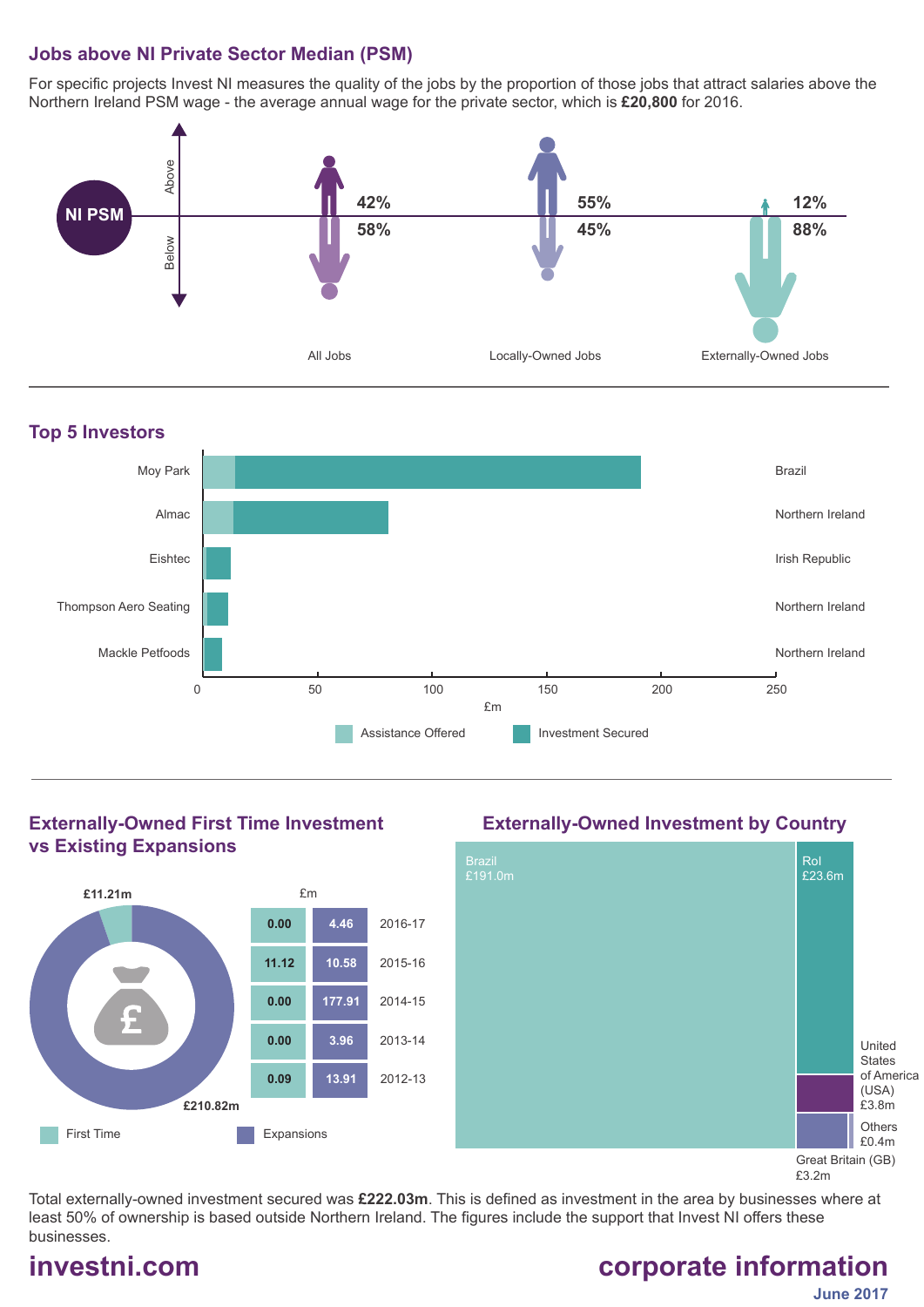## Jobs above NI Private Sector Median (PSM)

For specific projects Invest NI measures the quality of the jobs by the proportion of those jobs that attract salaries above the Northern Ireland PSM wage - the average annual wage for the private sector, which is **£20,800** for 2016.

NI PSM

Above

Below

42%
58%
All Jobs

55%
45%
Locally-Owned Jobs

12%
88%
Externally-Owned Jobs

## Top 5 Investors

Moy Park — Brazil
Almac — Northern Ireland
Eishtec — Irish Republic
Thompson Aero Seating — Northern Ireland
Mackle Petfoods — Northern Ireland

0 50 100 150 200 250
£m

Assistance Offered
Investment Secured

## Externally-Owned First Time Investment vs Existing Expansions

£11.21m

£210.82m

First Time
Expansions

£m

| First Time | Expansions | |
|---|---|---|
| 0.00 | 4.46 | 2016-17 |
| 11.12 | 10.58 | 2015-16 |
| 0.00 | 177.91 | 2014-15 |
| 0.00 | 3.96 | 2013-14 |
| 0.09 | 13.91 | 2012-13 |

## Externally-Owned Investment by Country

Brazil £191.0m
RoI £23.6m
United States of America (USA) £3.8m
Others £0.4m
Great Britain (GB) £3.2m

Total externally-owned investment secured was **£222.03m**. This is defined as investment in the area by businesses where at least 50% of ownership is based outside Northern Ireland. The figures include the support that Invest NI offers these businesses.

**investni.com**

**corporate information**
June 2017